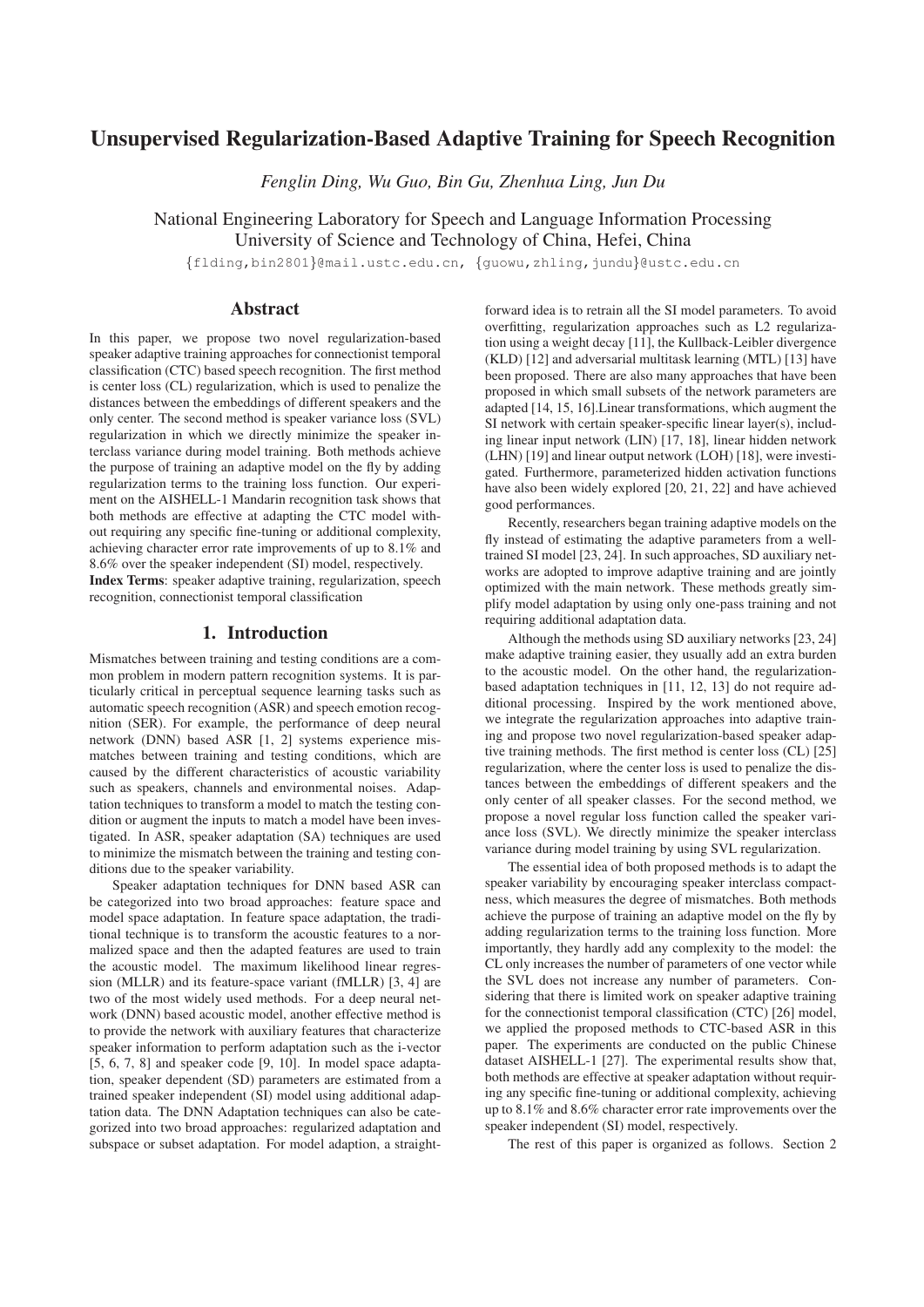# Unsupervised Regularization-Based Adaptive Training for Speech Recognition

*Fenglin Ding, Wu Guo, Bin Gu, Zhenhua Ling, Jun Du*

National Engineering Laboratory for Speech and Language Information Processing
University of Science and Technology of China, Hefei, China

{flding,bin2801}@mail.ustc.edu.cn, {guowu,zhling,jundu}@ustc.edu.cn

## Abstract

In this paper, we propose two novel regularization-based speaker adaptive training approaches for connectionist temporal classification (CTC) based speech recognition. The first method is center loss (CL) regularization, which is used to penalize the distances between the embeddings of different speakers and the only center. The second method is speaker variance loss (SVL) regularization in which we directly minimize the speaker interclass variance during model training. Both methods achieve the purpose of training an adaptive model on the fly by adding regularization terms to the training loss function. Our experiment on the AISHELL-1 Mandarin recognition task shows that both methods are effective at adapting the CTC model without requiring any specific fine-tuning or additional complexity, achieving character error rate improvements of up to 8.1% and 8.6% over the speaker independent (SI) model, respectively.

**Index Terms**: speaker adaptive training, regularization, speech recognition, connectionist temporal classification

## 1. Introduction

Mismatches between training and testing conditions are a common problem in modern pattern recognition systems. It is particularly critical in perceptual sequence learning tasks such as automatic speech recognition (ASR) and speech emotion recognition (SER). For example, the performance of deep neural network (DNN) based ASR [1, 2] systems experience mismatches between training and testing conditions, which are caused by the different characteristics of acoustic variability such as speakers, channels and environmental noises. Adaptation techniques to transform a model to match the testing condition or augment the inputs to match a model have been investigated. In ASR, speaker adaptation (SA) techniques are used to minimize the mismatch between the training and testing conditions due to the speaker variability.

Speaker adaptation techniques for DNN based ASR can be categorized into two broad approaches: feature space and model space adaptation. In feature space adaptation, the traditional technique is to transform the acoustic features to a normalized space and then the adapted features are used to train the acoustic model. The maximum likelihood linear regression (MLLR) and its feature-space variant (fMLLR) [3, 4] are two of the most widely used methods. For a deep neural network (DNN) based acoustic model, another effective method is to provide the network with auxiliary features that characterize speaker information to perform adaptation such as the i-vector [5, 6, 7, 8] and speaker code [9, 10]. In model space adaptation, speaker dependent (SD) parameters are estimated from a trained speaker independent (SI) model using additional adaptation data. The DNN Adaptation techniques can also be categorized into two broad approaches: regularized adaptation and subspace or subset adaptation. For model adaption, a straightforward idea is to retrain all the SI model parameters. To avoid overfitting, regularization approaches such as L2 regularization using a weight decay [11], the Kullback-Leibler divergence (KLD) [12] and adversarial multitask learning (MTL) [13] have been proposed. There are also many approaches that have been proposed in which small subsets of the network parameters are adapted [14, 15, 16].Linear transformations, which augment the SI network with certain speaker-specific linear layer(s), including linear input network (LIN) [17, 18], linear hidden network (LHN) [19] and linear output network (LOH) [18], were investigated. Furthermore, parameterized hidden activation functions have also been widely explored [20, 21, 22] and have achieved good performances.

Recently, researchers began training adaptive models on the fly instead of estimating the adaptive parameters from a well-trained SI model [23, 24]. In such approaches, SD auxiliary networks are adopted to improve adaptive training and are jointly optimized with the main network. These methods greatly simplify model adaptation by using only one-pass training and not requiring additional adaptation data.

Although the methods using SD auxiliary networks [23, 24] make adaptive training easier, they usually add an extra burden to the acoustic model. On the other hand, the regularization-based adaptation techniques in [11, 12, 13] do not require additional processing. Inspired by the work mentioned above, we integrate the regularization approaches into adaptive training and propose two novel regularization-based speaker adaptive training methods. The first method is center loss (CL) [25] regularization, where the center loss is used to penalize the distances between the embeddings of different speakers and the only center of all speaker classes. For the second method, we propose a novel regular loss function called the speaker variance loss (SVL). We directly minimize the speaker interclass variance during model training by using SVL regularization.

The essential idea of both proposed methods is to adapt the speaker variability by encouraging speaker interclass compactness, which measures the degree of mismatches. Both methods achieve the purpose of training an adaptive model on the fly by adding regularization terms to the training loss function. More importantly, they hardly add any complexity to the model: the CL only increases the number of parameters of one vector while the SVL does not increase any number of parameters. Considering that there is limited work on speaker adaptive training for the connectionist temporal classification (CTC) [26] model, we applied the proposed methods to CTC-based ASR in this paper. The experiments are conducted on the public Chinese dataset AISHELL-1 [27]. The experimental results show that, both methods are effective at speaker adaptation without requiring any specific fine-tuning or additional complexity, achieving up to 8.1% and 8.6% character error rate improvements over the speaker independent (SI) model, respectively.

The rest of this paper is organized as follows. Section 2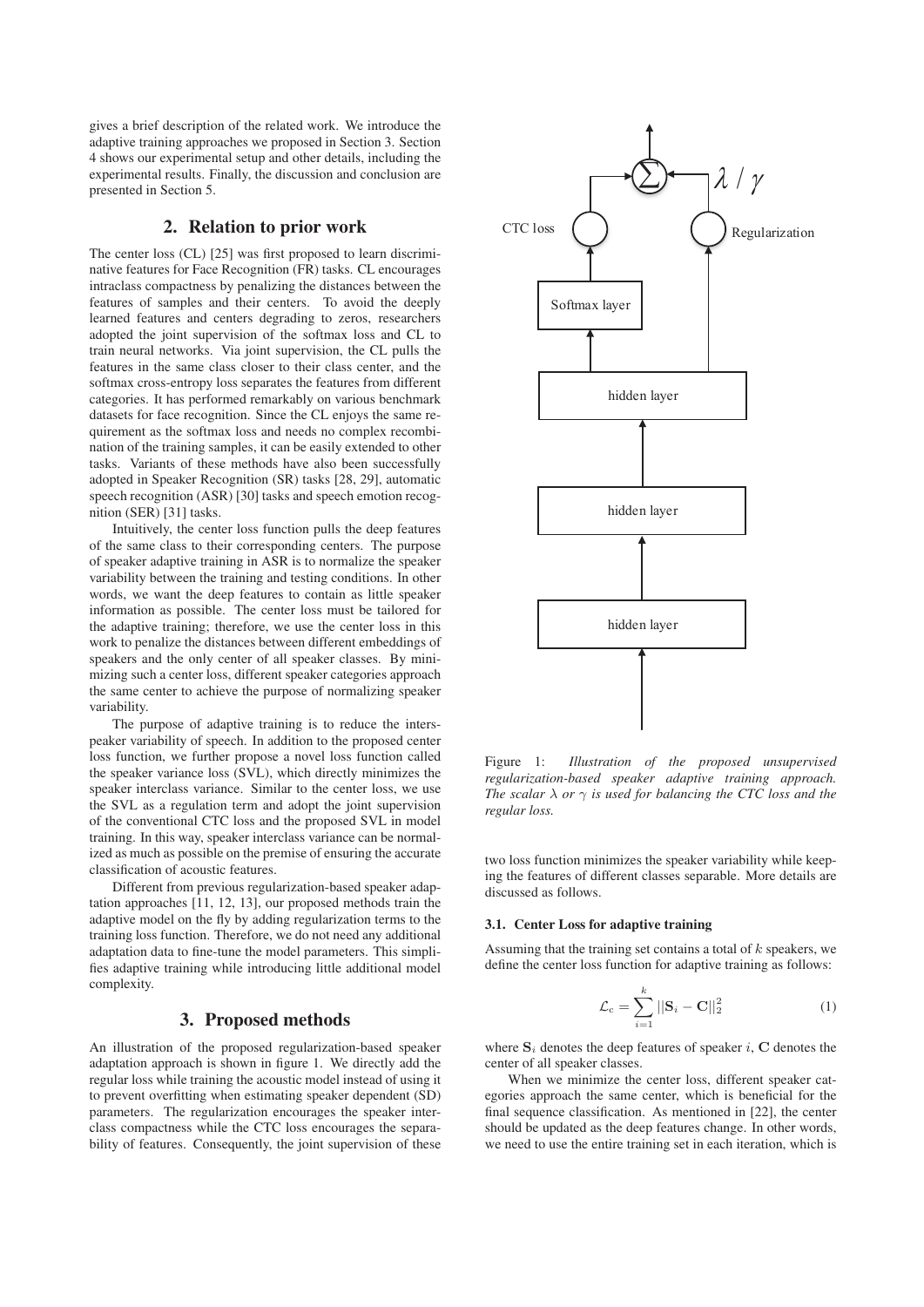gives a brief description of the related work. We introduce the adaptive training approaches we proposed in Section 3. Section 4 shows our experimental setup and other details, including the experimental results. Finally, the discussion and conclusion are presented in Section 5.

## 2. Relation to prior work

The center loss (CL) [25] was first proposed to learn discriminative features for Face Recognition (FR) tasks. CL encourages intraclass compactness by penalizing the distances between the features of samples and their centers. To avoid the deeply learned features and centers degrading to zeros, researchers adopted the joint supervision of the softmax loss and CL to train neural networks. Via joint supervision, the CL pulls the features in the same class closer to their class center, and the softmax cross-entropy loss separates the features from different categories. It has performed remarkably on various benchmark datasets for face recognition. Since the CL enjoys the same requirement as the softmax loss and needs no complex recombination of the training samples, it can be easily extended to other tasks. Variants of these methods have also been successfully adopted in Speaker Recognition (SR) tasks [28, 29], automatic speech recognition (ASR) [30] tasks and speech emotion recognition (SER) [31] tasks.

Intuitively, the center loss function pulls the deep features of the same class to their corresponding centers. The purpose of speaker adaptive training in ASR is to normalize the speaker variability between the training and testing conditions. In other words, we want the deep features to contain as little speaker information as possible. The center loss must be tailored for the adaptive training; therefore, we use the center loss in this work to penalize the distances between different embeddings of speakers and the only center of all speaker classes. By minimizing such a center loss, different speaker categories approach the same center to achieve the purpose of normalizing speaker variability.

The purpose of adaptive training is to reduce the interspeaker variability of speech. In addition to the proposed center loss function, we further propose a novel loss function called the speaker variance loss (SVL), which directly minimizes the speaker interclass variance. Similar to the center loss, we use the SVL as a regulation term and adopt the joint supervision of the conventional CTC loss and the proposed SVL in model training. In this way, speaker interclass variance can be normalized as much as possible on the premise of ensuring the accurate classification of acoustic features.

Different from previous regularization-based speaker adaptation approaches [11, 12, 13], our proposed methods train the adaptive model on the fly by adding regularization terms to the training loss function. Therefore, we do not need any additional adaptation data to fine-tune the model parameters. This simplifies adaptive training while introducing little additional model complexity.

## 3. Proposed methods

An illustration of the proposed regularization-based speaker adaptation approach is shown in figure 1. We directly add the regular loss while training the acoustic model instead of using it to prevent overfitting when estimating speaker dependent (SD) parameters. The regularization encourages the speaker interclass compactness while the CTC loss encourages the separability of features. Consequently, the joint supervision of these two loss function minimizes the speaker variability while keeping the features of different classes separable. More details are discussed as follows.

Figure 1: *Illustration of the proposed unsupervised regularization-based speaker adaptive training approach. The scalar $\lambda$ or $\gamma$ is used for balancing the CTC loss and the regular loss.*

### 3.1. Center Loss for adaptive training

Assuming that the training set contains a total of $k$ speakers, we define the center loss function for adaptive training as follows:

$$\mathcal{L}_{c} = \sum_{i=1}^{k} ||\mathbf{S}_i - \mathbf{C}||_2^2 \tag{1}$$

where $\mathbf{S}_i$ denotes the deep features of speaker $i$, $\mathbf{C}$ denotes the center of all speaker classes.

When we minimize the center loss, different speaker categories approach the same center, which is beneficial for the final sequence classification. As mentioned in [22], the center should be updated as the deep features change. In other words, we need to use the entire training set in each iteration, which is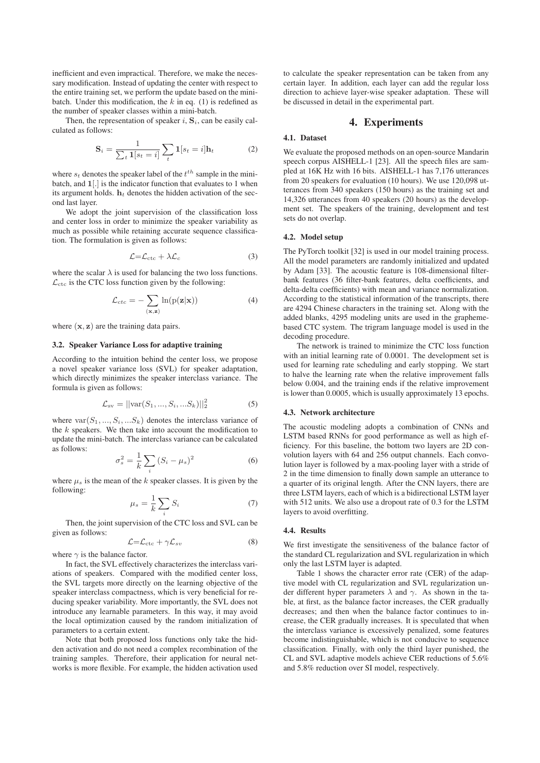inefficient and even impractical. Therefore, we make the necessary modification. Instead of updating the center with respect to the entire training set, we perform the update based on the mini-batch. Under this modification, the $k$ in eq. (1) is redefined as the number of speaker classes within a mini-batch.

Then, the representation of speaker $i$, $\mathbf{S}_i$, can be easily calculated as follows:

$$\mathbf{S}_i = \frac{1}{\sum_t \mathbf{1}[s_t = i]} \sum_t \mathbf{1}[s_t = i]\mathbf{h}_t \tag{2}$$

where $s_t$ denotes the speaker label of the $t^{th}$ sample in the mini-batch, and $\mathbf{1}[.]$ is the indicator function that evaluates to 1 when its argument holds. $\mathbf{h}_t$ denotes the hidden activation of the second last layer.

We adopt the joint supervision of the classification loss and center loss in order to minimize the speaker variability as much as possible while retaining accurate sequence classification. The formulation is given as follows:

$$\mathcal{L}{=}\mathcal{L}_{\text{ctc}} + \lambda\mathcal{L}_c \tag{3}$$

where the scalar $\lambda$ is used for balancing the two loss functions. $\mathcal{L}_{\text{ctc}}$ is the CTC loss function given by the following:

$$\mathcal{L}_{ctc} = -\sum_{(\mathbf{x},\mathbf{z})} \ln(\text{p}(\mathbf{z}|\mathbf{x})) \tag{4}$$

where $(\mathbf{x}, \mathbf{z})$ are the training data pairs.

### 3.2. Speaker Variance Loss for adaptive training

According to the intuition behind the center loss, we propose a novel speaker variance loss (SVL) for speaker adaptation, which directly minimizes the speaker interclass variance. The formula is given as follows:

$$\mathcal{L}_{\text{sv}} = ||\text{var}(S_1, ..., S_i, ...S_k)||_2^2 \tag{5}$$

where $\text{var}(S_1, ..., S_i, ...S_k)$ denotes the interclass variance of the $k$ speakers. We then take into account the modification to update the mini-batch. The interclass variance can be calculated as follows:

$$\sigma_s^2 = \frac{1}{k}\sum_i (S_i - \mu_s)^2 \tag{6}$$

where $\mu_s$ is the mean of the $k$ speaker classes. It is given by the following:

$$\mu_s = \frac{1}{k}\sum_i S_i \tag{7}$$

Then, the joint supervision of the CTC loss and SVL can be given as follows:

$$\mathcal{L}{=}\mathcal{L}_{\text{ctc}} + \gamma\mathcal{L}_{sv} \tag{8}$$

where $\gamma$ is the balance factor.

In fact, the SVL effectively characterizes the interclass variations of speakers. Compared with the modified center loss, the SVL targets more directly on the learning objective of the speaker interclass compactness, which is very beneficial for reducing speaker variability. More importantly, the SVL does not introduce any learnable parameters. In this way, it may avoid the local optimization caused by the random initialization of parameters to a certain extent.

Note that both proposed loss functions only take the hidden activation and do not need a complex recombination of the training samples. Therefore, their application for neural networks is more flexible. For example, the hidden activation used to calculate the speaker representation can be taken from any certain layer. In addition, each layer can add the regular loss direction to achieve layer-wise speaker adaptation. These will be discussed in detail in the experimental part.

## 4. Experiments

### 4.1. Dataset

We evaluate the proposed methods on an open-source Mandarin speech corpus AISHELL-1 [23]. All the speech files are sampled at 16K Hz with 16 bits. AISHELL-1 has 7,176 utterances from 20 speakers for evaluation (10 hours). We use 120,098 utterances from 340 speakers (150 hours) as the training set and 14,326 utterances from 40 speakers (20 hours) as the development set. The speakers of the training, development and test sets do not overlap.

### 4.2. Model setup

The PyTorch toolkit [32] is used in our model training process. All the model parameters are randomly initialized and updated by Adam [33]. The acoustic feature is 108-dimensional filter-bank features (36 filter-bank features, delta coefficients, and delta-delta coefficients) with mean and variance normalization. According to the statistical information of the transcripts, there are 4294 Chinese characters in the training set. Along with the added blanks, 4295 modeling units are used in the grapheme-based CTC system. The trigram language model is used in the decoding procedure.

The network is trained to minimize the CTC loss function with an initial learning rate of 0.0001. The development set is used for learning rate scheduling and early stopping. We start to halve the learning rate when the relative improvement falls below 0.004, and the training ends if the relative improvement is lower than 0.0005, which is usually approximately 13 epochs.

### 4.3. Network architecture

The acoustic modeling adopts a combination of CNNs and LSTM based RNNs for good performance as well as high efficiency. For this baseline, the bottom two layers are 2D convolution layers with 64 and 256 output channels. Each convolution layer is followed by a max-pooling layer with a stride of 2 in the time dimension to finally down sample an utterance to a quarter of its original length. After the CNN layers, there are three LSTM layers, each of which is a bidirectional LSTM layer with 512 units. We also use a dropout rate of 0.3 for the LSTM layers to avoid overfitting.

### 4.4. Results

We first investigate the sensitiveness of the balance factor of the standard CL regularization and SVL regularization in which only the last LSTM layer is adapted.

Table 1 shows the character error rate (CER) of the adaptive model with CL regularization and SVL regularization under different hyper parameters $\lambda$ and $\gamma$. As shown in the table, at first, as the balance factor increases, the CER gradually decreases; and then when the balance factor continues to increase, the CER gradually increases. It is speculated that when the interclass variance is excessively penalized, some features become indistinguishable, which is not conducive to sequence classification. Finally, with only the third layer punished, the CL and SVL adaptive models achieve CER reductions of 5.6% and 5.8% reduction over SI model, respectively.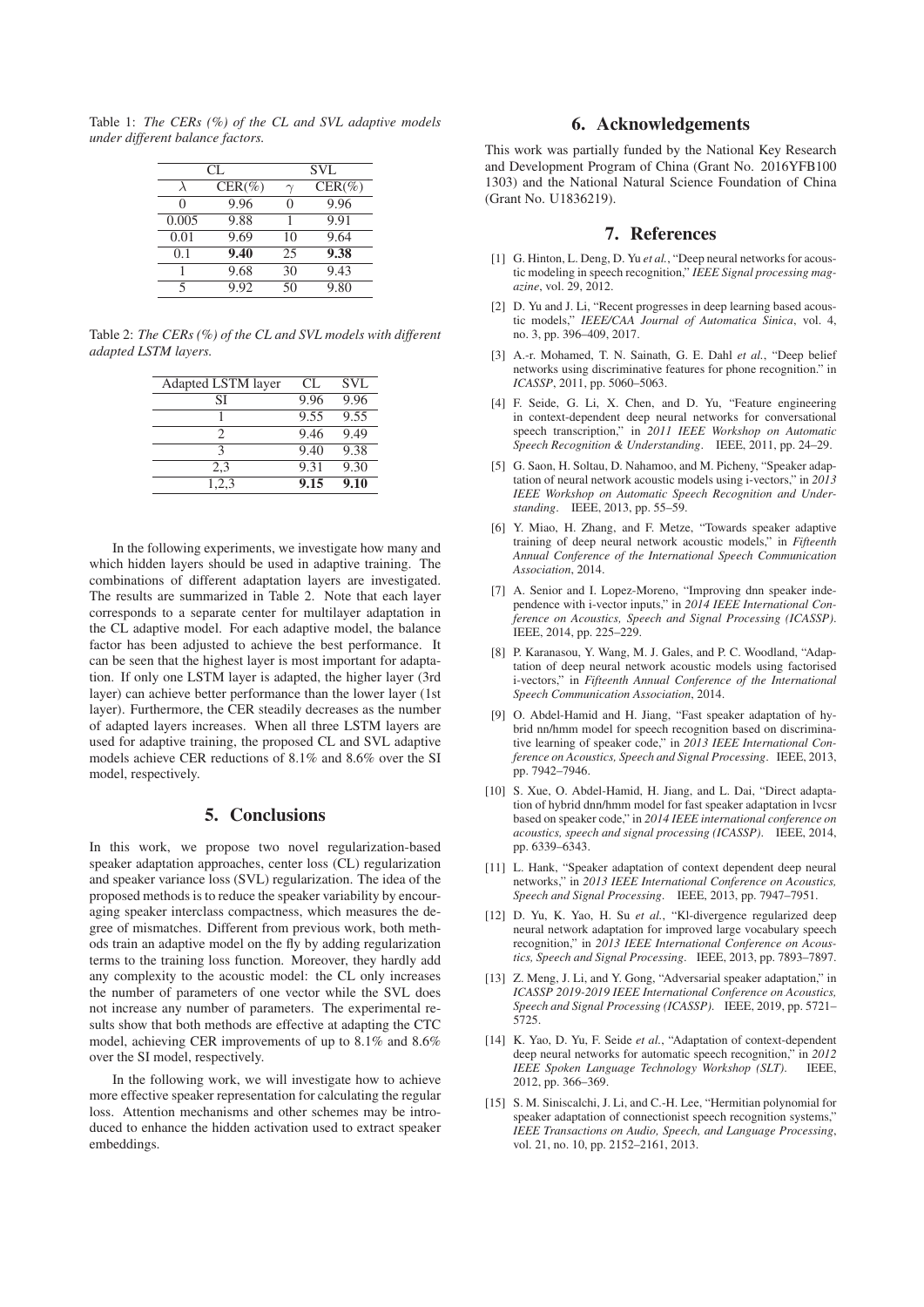Table 1: *The CERs (%) of the CL and SVL adaptive models under different balance factors.*

| CL | | SVL | |
|---|---|---|---|
| $\lambda$ | CER(%) | $\gamma$ | CER(%) |
| 0 | 9.96 | 0 | 9.96 |
| 0.005 | 9.88 | 1 | 9.91 |
| 0.01 | 9.69 | 10 | 9.64 |
| 0.1 | **9.40** | 25 | **9.38** |
| 1 | 9.68 | 30 | 9.43 |
| 5 | 9.92 | 50 | 9.80 |

Table 2: *The CERs (%) of the CL and SVL models with different adapted LSTM layers.*

| Adapted LSTM layer | CL | SVL |
|---|---|---|
| SI | 9.96 | 9.96 |
| 1 | 9.55 | 9.55 |
| 2 | 9.46 | 9.49 |
| 3 | 9.40 | 9.38 |
| 2,3 | 9.31 | 9.30 |
| 1,2,3 | **9.15** | **9.10** |

In the following experiments, we investigate how many and which hidden layers should be used in adaptive training. The combinations of different adaptation layers are investigated. The results are summarized in Table 2. Note that each layer corresponds to a separate center for multilayer adaptation in the CL adaptive model. For each adaptive model, the balance factor has been adjusted to achieve the best performance. It can be seen that the highest layer is most important for adaptation. If only one LSTM layer is adapted, the higher layer (3rd layer) can achieve better performance than the lower layer (1st layer). Furthermore, the CER steadily decreases as the number of adapted layers increases. When all three LSTM layers are used for adaptive training, the proposed CL and SVL adaptive models achieve CER reductions of 8.1% and 8.6% over the SI model, respectively.

## 5. Conclusions

In this work, we propose two novel regularization-based speaker adaptation approaches, center loss (CL) regularization and speaker variance loss (SVL) regularization. The idea of the proposed methods is to reduce the speaker variability by encouraging speaker interclass compactness, which measures the degree of mismatches. Different from previous work, both methods train an adaptive model on the fly by adding regularization terms to the training loss function. Moreover, they hardly add any complexity to the acoustic model: the CL only increases the number of parameters of one vector while the SVL does not increase any number of parameters. The experimental results show that both methods are effective at adapting the CTC model, achieving CER improvements of up to 8.1% and 8.6% over the SI model, respectively.

In the following work, we will investigate how to achieve more effective speaker representation for calculating the regular loss. Attention mechanisms and other schemes may be introduced to enhance the hidden activation used to extract speaker embeddings.

## 6. Acknowledgements

This work was partially funded by the National Key Research and Development Program of China (Grant No. 2016YFB100 1303) and the National Natural Science Foundation of China (Grant No. U1836219).

## 7. References

[1] G. Hinton, L. Deng, D. Yu *et al.*, "Deep neural networks for acoustic modeling in speech recognition," *IEEE Signal processing magazine*, vol. 29, 2012.

[2] D. Yu and J. Li, "Recent progresses in deep learning based acoustic models," *IEEE/CAA Journal of Automatica Sinica*, vol. 4, no. 3, pp. 396–409, 2017.

[3] A.-r. Mohamed, T. N. Sainath, G. E. Dahl *et al.*, "Deep belief networks using discriminative features for phone recognition." in *ICASSP*, 2011, pp. 5060–5063.

[4] F. Seide, G. Li, X. Chen, and D. Yu, "Feature engineering in context-dependent deep neural networks for conversational speech transcription," in *2011 IEEE Workshop on Automatic Speech Recognition & Understanding*. IEEE, 2011, pp. 24–29.

[5] G. Saon, H. Soltau, D. Nahamoo, and M. Picheny, "Speaker adaptation of neural network acoustic models using i-vectors," in *2013 IEEE Workshop on Automatic Speech Recognition and Understanding*. IEEE, 2013, pp. 55–59.

[6] Y. Miao, H. Zhang, and F. Metze, "Towards speaker adaptive training of deep neural network acoustic models," in *Fifteenth Annual Conference of the International Speech Communication Association*, 2014.

[7] A. Senior and I. Lopez-Moreno, "Improving dnn speaker independence with i-vector inputs," in *2014 IEEE International Conference on Acoustics, Speech and Signal Processing (ICASSP)*. IEEE, 2014, pp. 225–229.

[8] P. Karanasou, Y. Wang, M. J. Gales, and P. C. Woodland, "Adaptation of deep neural network acoustic models using factorised i-vectors," in *Fifteenth Annual Conference of the International Speech Communication Association*, 2014.

[9] O. Abdel-Hamid and H. Jiang, "Fast speaker adaptation of hybrid nn/hmm model for speech recognition based on discriminative learning of speaker code," in *2013 IEEE International Conference on Acoustics, Speech and Signal Processing*. IEEE, 2013, pp. 7942–7946.

[10] S. Xue, O. Abdel-Hamid, H. Jiang, and L. Dai, "Direct adaptation of hybrid dnn/hmm model for fast speaker adaptation in lvcsr based on speaker code," in *2014 IEEE international conference on acoustics, speech and signal processing (ICASSP)*. IEEE, 2014, pp. 6339–6343.

[11] L. Hank, "Speaker adaptation of context dependent deep neural networks," in *2013 IEEE International Conference on Acoustics, Speech and Signal Processing*. IEEE, 2013, pp. 7947–7951.

[12] D. Yu, K. Yao, H. Su *et al.*, "Kl-divergence regularized deep neural network adaptation for improved large vocabulary speech recognition," in *2013 IEEE International Conference on Acoustics, Speech and Signal Processing*. IEEE, 2013, pp. 7893–7897.

[13] Z. Meng, J. Li, and Y. Gong, "Adversarial speaker adaptation," in *ICASSP 2019-2019 IEEE International Conference on Acoustics, Speech and Signal Processing (ICASSP)*. IEEE, 2019, pp. 5721–5725.

[14] K. Yao, D. Yu, F. Seide *et al.*, "Adaptation of context-dependent deep neural networks for automatic speech recognition," in *2012 IEEE Spoken Language Technology Workshop (SLT)*. IEEE, 2012, pp. 366–369.

[15] S. M. Siniscalchi, J. Li, and C.-H. Lee, "Hermitian polynomial for speaker adaptation of connectionist speech recognition systems," *IEEE Transactions on Audio, Speech, and Language Processing*, vol. 21, no. 10, pp. 2152–2161, 2013.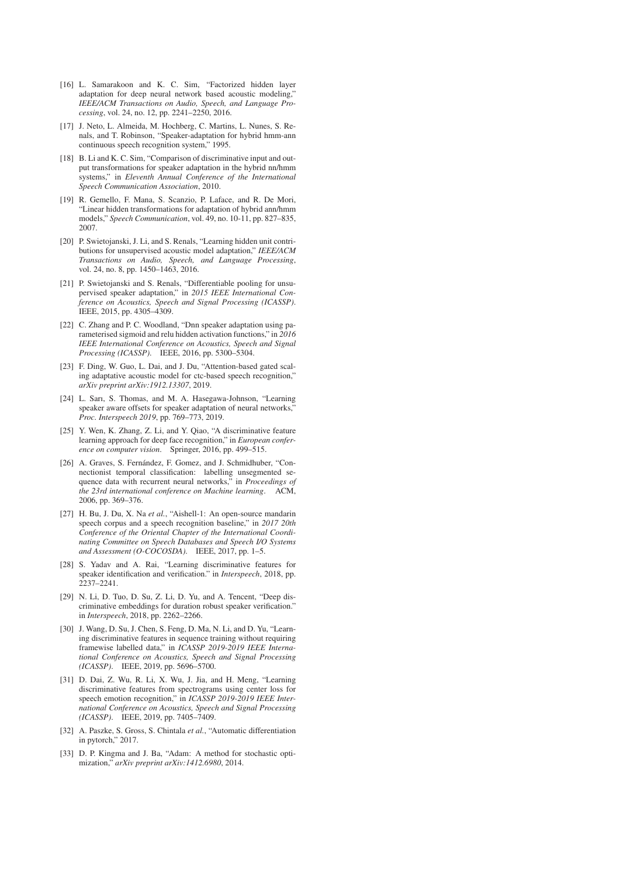[16] L. Samarakoon and K. C. Sim, "Factorized hidden layer adaptation for deep neural network based acoustic modeling," *IEEE/ACM Transactions on Audio, Speech, and Language Processing*, vol. 24, no. 12, pp. 2241–2250, 2016.

[17] J. Neto, L. Almeida, M. Hochberg, C. Martins, L. Nunes, S. Renals, and T. Robinson, "Speaker-adaptation for hybrid hmm-ann continuous speech recognition system," 1995.

[18] B. Li and K. C. Sim, "Comparison of discriminative input and output transformations for speaker adaptation in the hybrid nn/hmm systems," in *Eleventh Annual Conference of the International Speech Communication Association*, 2010.

[19] R. Gemello, F. Mana, S. Scanzio, P. Laface, and R. De Mori, "Linear hidden transformations for adaptation of hybrid ann/hmm models," *Speech Communication*, vol. 49, no. 10-11, pp. 827–835, 2007.

[20] P. Swietojanski, J. Li, and S. Renals, "Learning hidden unit contributions for unsupervised acoustic model adaptation," *IEEE/ACM Transactions on Audio, Speech, and Language Processing*, vol. 24, no. 8, pp. 1450–1463, 2016.

[21] P. Swietojanski and S. Renals, "Differentiable pooling for unsupervised speaker adaptation," in *2015 IEEE International Conference on Acoustics, Speech and Signal Processing (ICASSP)*. IEEE, 2015, pp. 4305–4309.

[22] C. Zhang and P. C. Woodland, "Dnn speaker adaptation using parameterised sigmoid and relu hidden activation functions," in *2016 IEEE International Conference on Acoustics, Speech and Signal Processing (ICASSP)*. IEEE, 2016, pp. 5300–5304.

[23] F. Ding, W. Guo, L. Dai, and J. Du, "Attention-based gated scaling adaptative acoustic model for ctc-based speech recognition," *arXiv preprint arXiv:1912.13307*, 2019.

[24] L. Sarı, S. Thomas, and M. A. Hasegawa-Johnson, "Learning speaker aware offsets for speaker adaptation of neural networks," *Proc. Interspeech 2019*, pp. 769–773, 2019.

[25] Y. Wen, K. Zhang, Z. Li, and Y. Qiao, "A discriminative feature learning approach for deep face recognition," in *European conference on computer vision*. Springer, 2016, pp. 499–515.

[26] A. Graves, S. Fernández, F. Gomez, and J. Schmidhuber, "Connectionist temporal classification: labelling unsegmented sequence data with recurrent neural networks," in *Proceedings of the 23rd international conference on Machine learning*. ACM, 2006, pp. 369–376.

[27] H. Bu, J. Du, X. Na *et al.*, "Aishell-1: An open-source mandarin speech corpus and a speech recognition baseline," in *2017 20th Conference of the Oriental Chapter of the International Coordinating Committee on Speech Databases and Speech I/O Systems and Assessment (O-COCOSDA)*. IEEE, 2017, pp. 1–5.

[28] S. Yadav and A. Rai, "Learning discriminative features for speaker identification and verification." in *Interspeech*, 2018, pp. 2237–2241.

[29] N. Li, D. Tuo, D. Su, Z. Li, D. Yu, and A. Tencent, "Deep discriminative embeddings for duration robust speaker verification." in *Interspeech*, 2018, pp. 2262–2266.

[30] J. Wang, D. Su, J. Chen, S. Feng, D. Ma, N. Li, and D. Yu, "Learning discriminative features in sequence training without requiring framewise labelled data," in *ICASSP 2019-2019 IEEE International Conference on Acoustics, Speech and Signal Processing (ICASSP)*. IEEE, 2019, pp. 5696–5700.

[31] D. Dai, Z. Wu, R. Li, X. Wu, J. Jia, and H. Meng, "Learning discriminative features from spectrograms using center loss for speech emotion recognition," in *ICASSP 2019-2019 IEEE International Conference on Acoustics, Speech and Signal Processing (ICASSP)*. IEEE, 2019, pp. 7405–7409.

[32] A. Paszke, S. Gross, S. Chintala *et al.*, "Automatic differentiation in pytorch," 2017.

[33] D. P. Kingma and J. Ba, "Adam: A method for stochastic optimization," *arXiv preprint arXiv:1412.6980*, 2014.